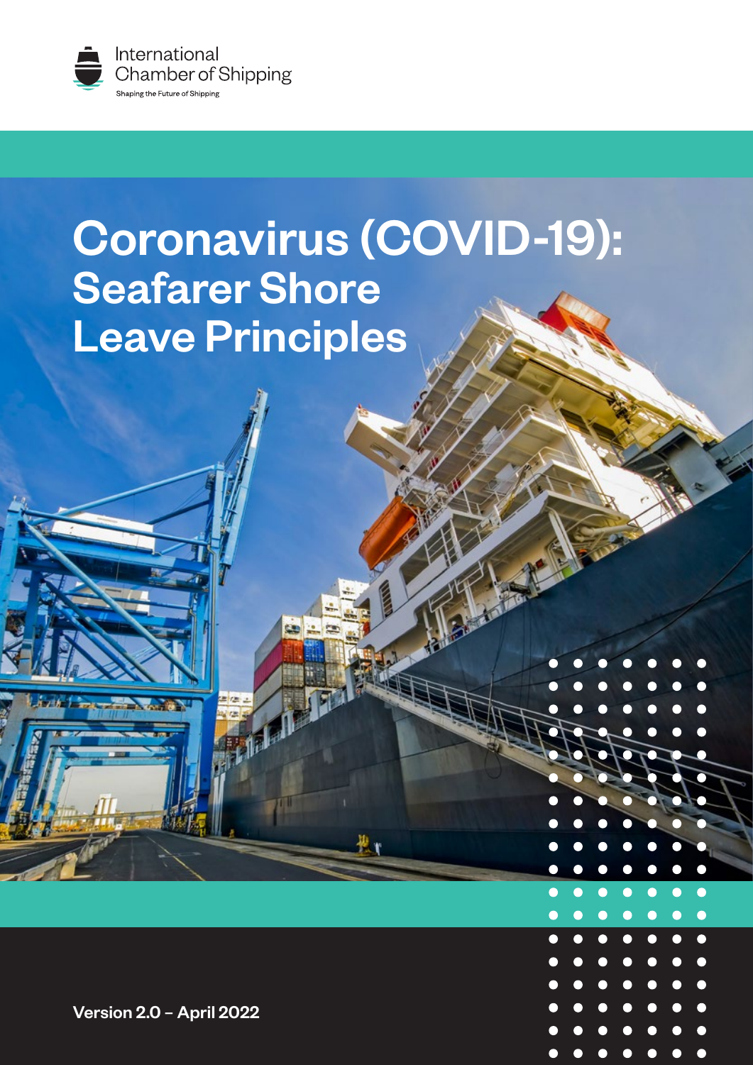International Chamber of Shipping

Shaping the Future of Shipping

# Coronavirus (COVID-19): Seafarer Shore Leave Principles

Version 2.0 – April 2022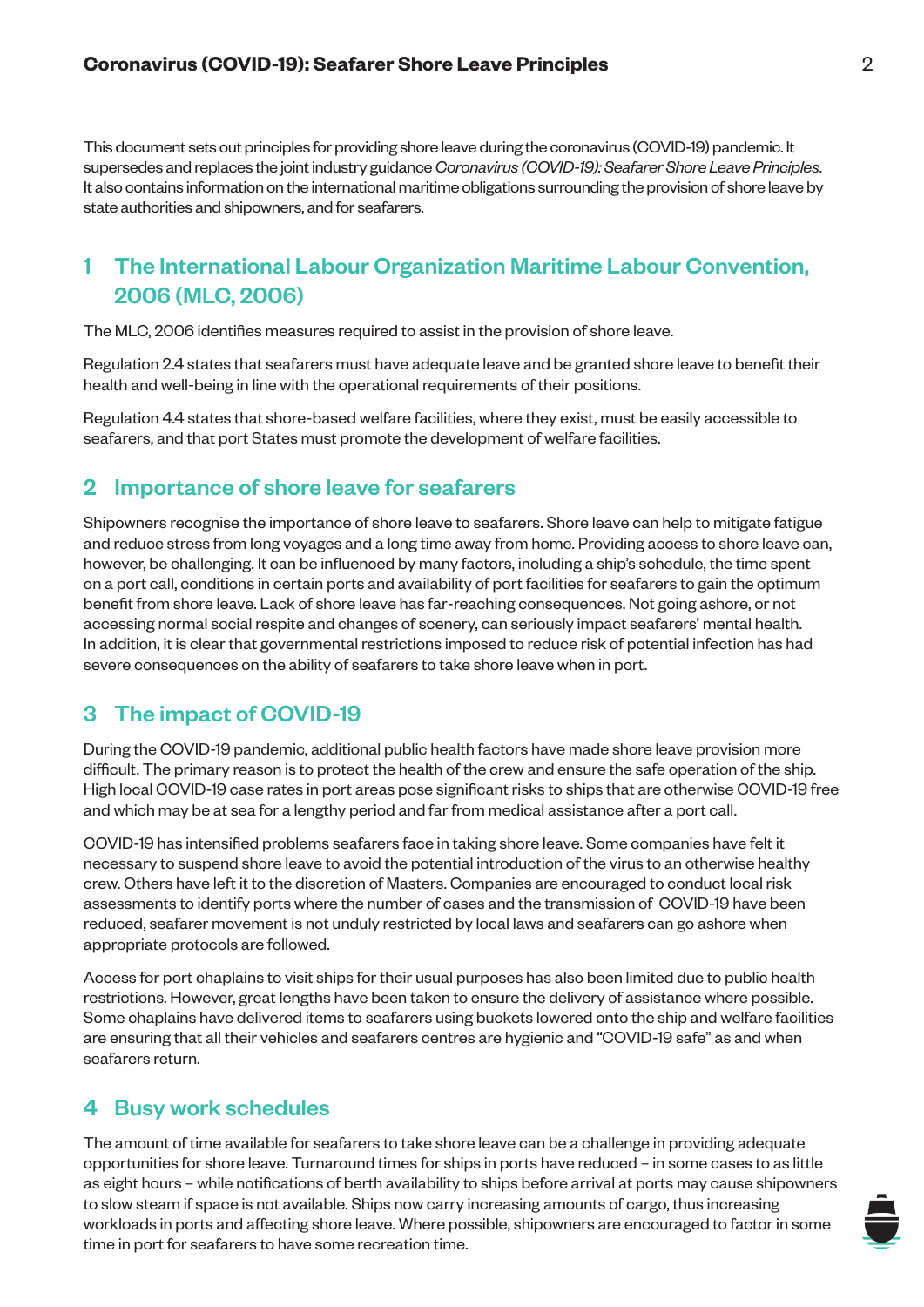This document sets out principles for providing shore leave during the coronavirus (COVID-19) pandemic. It supersedes and replaces the joint industry guidance *Coronavirus (COVID-19): Seafarer Shore Leave Principles*. It also contains information on the international maritime obligations surrounding the provision of shore leave by state authorities and shipowners, and for seafarers.

## 1 The International Labour Organization Maritime Labour Convention, 2006 (MLC, 2006)

The MLC, 2006 identifies measures required to assist in the provision of shore leave.

Regulation 2.4 states that seafarers must have adequate leave and be granted shore leave to benefit their health and well-being in line with the operational requirements of their positions.

Regulation 4.4 states that shore-based welfare facilities, where they exist, must be easily accessible to seafarers, and that port States must promote the development of welfare facilities.

## 2 Importance of shore leave for seafarers

Shipowners recognise the importance of shore leave to seafarers. Shore leave can help to mitigate fatigue and reduce stress from long voyages and a long time away from home. Providing access to shore leave can, however, be challenging. It can be influenced by many factors, including a ship's schedule, the time spent on a port call, conditions in certain ports and availability of port facilities for seafarers to gain the optimum benefit from shore leave. Lack of shore leave has far-reaching consequences. Not going ashore, or not accessing normal social respite and changes of scenery, can seriously impact seafarers' mental health. In addition, it is clear that governmental restrictions imposed to reduce risk of potential infection has had severe consequences on the ability of seafarers to take shore leave when in port.

## 3 The impact of COVID-19

During the COVID-19 pandemic, additional public health factors have made shore leave provision more difficult. The primary reason is to protect the health of the crew and ensure the safe operation of the ship. High local COVID-19 case rates in port areas pose significant risks to ships that are otherwise COVID-19 free and which may be at sea for a lengthy period and far from medical assistance after a port call.

COVID-19 has intensified problems seafarers face in taking shore leave. Some companies have felt it necessary to suspend shore leave to avoid the potential introduction of the virus to an otherwise healthy crew. Others have left it to the discretion of Masters. Companies are encouraged to conduct local risk assessments to identify ports where the number of cases and the transmission of COVID-19 have been reduced, seafarer movement is not unduly restricted by local laws and seafarers can go ashore when appropriate protocols are followed.

Access for port chaplains to visit ships for their usual purposes has also been limited due to public health restrictions. However, great lengths have been taken to ensure the delivery of assistance where possible. Some chaplains have delivered items to seafarers using buckets lowered onto the ship and welfare facilities are ensuring that all their vehicles and seafarers centres are hygienic and "COVID-19 safe" as and when seafarers return.

## 4 Busy work schedules

The amount of time available for seafarers to take shore leave can be a challenge in providing adequate opportunities for shore leave. Turnaround times for ships in ports have reduced – in some cases to as little as eight hours – while notifications of berth availability to ships before arrival at ports may cause shipowners to slow steam if space is not available. Ships now carry increasing amounts of cargo, thus increasing workloads in ports and affecting shore leave. Where possible, shipowners are encouraged to factor in some time in port for seafarers to have some recreation time.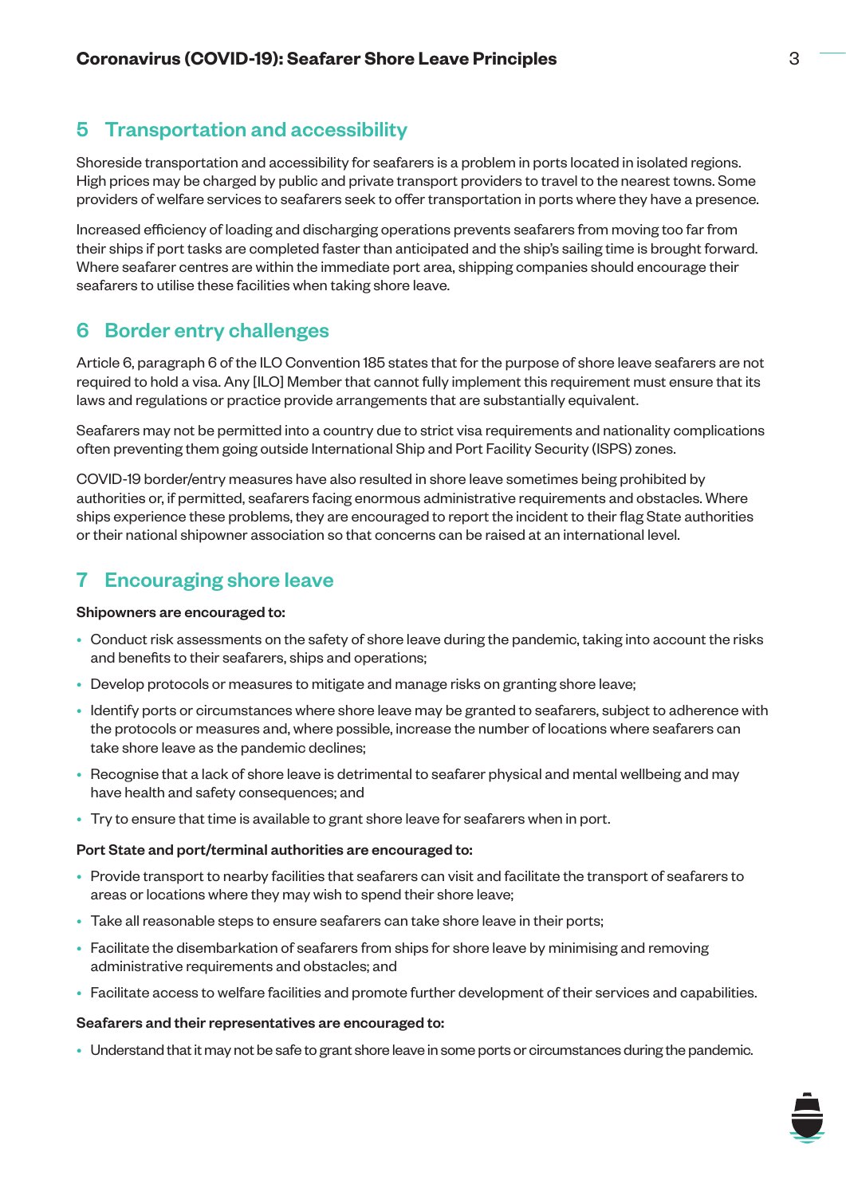## 5 Transportation and accessibility

Shoreside transportation and accessibility for seafarers is a problem in ports located in isolated regions. High prices may be charged by public and private transport providers to travel to the nearest towns. Some providers of welfare services to seafarers seek to offer transportation in ports where they have a presence.

Increased efficiency of loading and discharging operations prevents seafarers from moving too far from their ships if port tasks are completed faster than anticipated and the ship's sailing time is brought forward. Where seafarer centres are within the immediate port area, shipping companies should encourage their seafarers to utilise these facilities when taking shore leave.

## 6 Border entry challenges

Article 6, paragraph 6 of the ILO Convention 185 states that for the purpose of shore leave seafarers are not required to hold a visa. Any [ILO] Member that cannot fully implement this requirement must ensure that its laws and regulations or practice provide arrangements that are substantially equivalent.

Seafarers may not be permitted into a country due to strict visa requirements and nationality complications often preventing them going outside International Ship and Port Facility Security (ISPS) zones.

COVID-19 border/entry measures have also resulted in shore leave sometimes being prohibited by authorities or, if permitted, seafarers facing enormous administrative requirements and obstacles. Where ships experience these problems, they are encouraged to report the incident to their flag State authorities or their national shipowner association so that concerns can be raised at an international level.

## 7 Encouraging shore leave

**Shipowners are encouraged to:**

- Conduct risk assessments on the safety of shore leave during the pandemic, taking into account the risks and benefits to their seafarers, ships and operations;
- Develop protocols or measures to mitigate and manage risks on granting shore leave;
- Identify ports or circumstances where shore leave may be granted to seafarers, subject to adherence with the protocols or measures and, where possible, increase the number of locations where seafarers can take shore leave as the pandemic declines;
- Recognise that a lack of shore leave is detrimental to seafarer physical and mental wellbeing and may have health and safety consequences; and
- Try to ensure that time is available to grant shore leave for seafarers when in port.

**Port State and port/terminal authorities are encouraged to:**

- Provide transport to nearby facilities that seafarers can visit and facilitate the transport of seafarers to areas or locations where they may wish to spend their shore leave;
- Take all reasonable steps to ensure seafarers can take shore leave in their ports;
- Facilitate the disembarkation of seafarers from ships for shore leave by minimising and removing administrative requirements and obstacles; and
- Facilitate access to welfare facilities and promote further development of their services and capabilities.

**Seafarers and their representatives are encouraged to:**

- Understand that it may not be safe to grant shore leave in some ports or circumstances during the pandemic.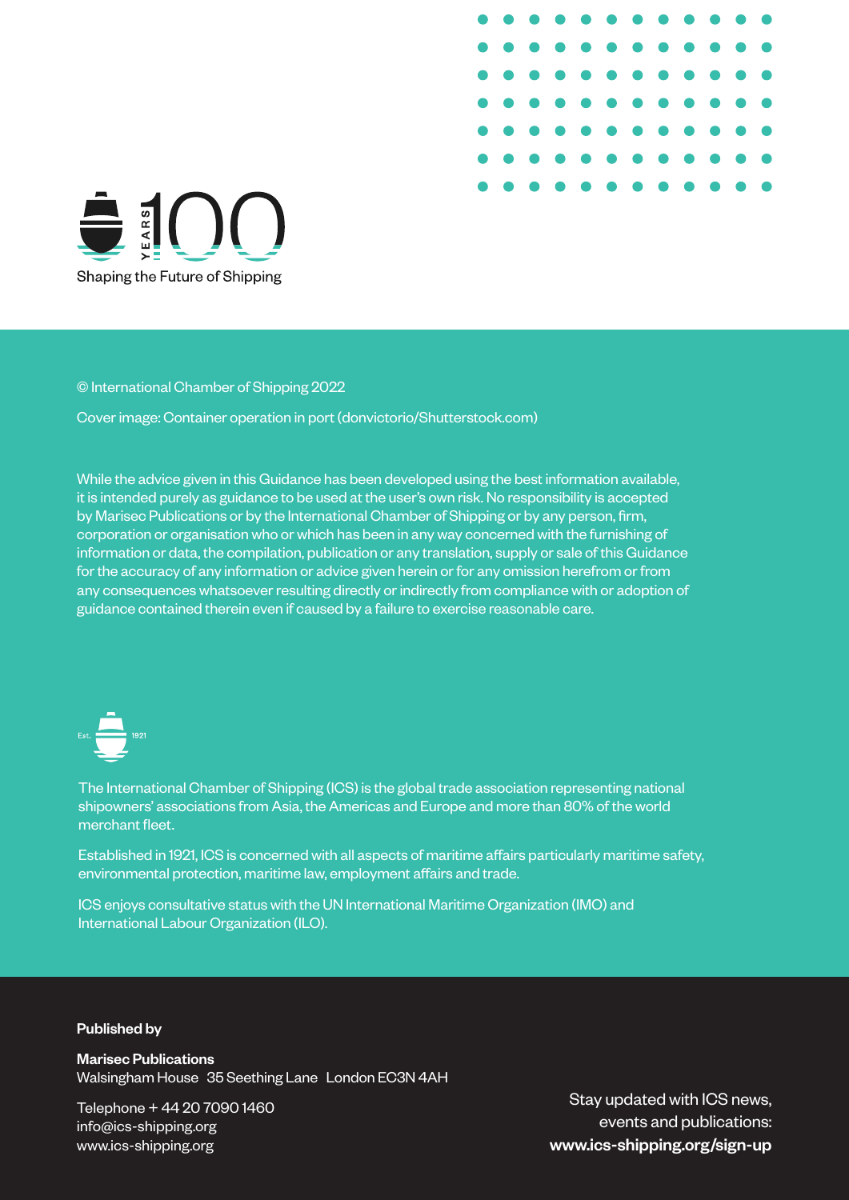YEARS 100

Shaping the Future of Shipping

© International Chamber of Shipping 2022

Cover image: Container operation in port (donvictorio/Shutterstock.com)

While the advice given in this Guidance has been developed using the best information available, it is intended purely as guidance to be used at the user's own risk. No responsibility is accepted by Marisec Publications or by the International Chamber of Shipping or by any person, firm, corporation or organisation who or which has been in any way concerned with the furnishing of information or data, the compilation, publication or any translation, supply or sale of this Guidance for the accuracy of any information or advice given herein or for any omission herefrom or from any consequences whatsoever resulting directly or indirectly from compliance with or adoption of guidance contained therein even if caused by a failure to exercise reasonable care.

Est. 1921

The International Chamber of Shipping (ICS) is the global trade association representing national shipowners' associations from Asia, the Americas and Europe and more than 80% of the world merchant fleet.

Established in 1921, ICS is concerned with all aspects of maritime affairs particularly maritime safety, environmental protection, maritime law, employment affairs and trade.

ICS enjoys consultative status with the UN International Maritime Organization (IMO) and International Labour Organization (ILO).

**Published by**

**Marisec Publications**
Walsingham House 35 Seething Lane London EC3N 4AH

Telephone + 44 20 7090 1460
info@ics-shipping.org
www.ics-shipping.org

Stay updated with ICS news, events and publications:
**www.ics-shipping.org/sign-up**